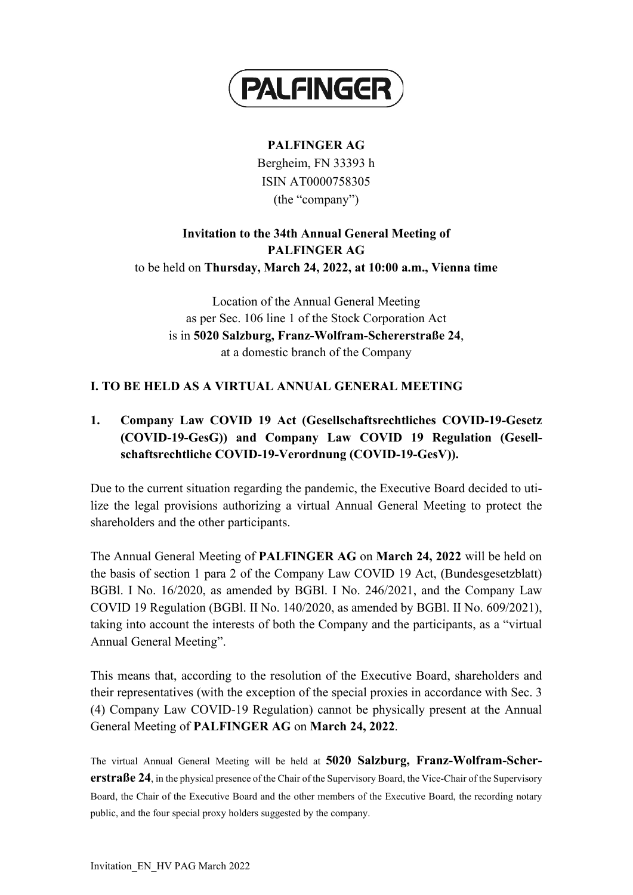**PALFINGER AG**
Bergheim, FN 33393 h
ISIN AT0000758305
(the "company")

**Invitation to the 34th Annual General Meeting of PALFINGER AG**
to be held on **Thursday, March 24, 2022, at 10:00 a.m., Vienna time**

Location of the Annual General Meeting
as per Sec. 106 line 1 of the Stock Corporation Act
is in **5020 Salzburg, Franz-Wolfram-Schererstraße 24**,
at a domestic branch of the Company

## I. TO BE HELD AS A VIRTUAL ANNUAL GENERAL MEETING

### 1. Company Law COVID 19 Act (Gesellschaftsrechtliches COVID-19-Gesetz (COVID-19-GesG)) and Company Law COVID 19 Regulation (Gesellschaftsrechtliche COVID-19-Verordnung (COVID-19-GesV)).

Due to the current situation regarding the pandemic, the Executive Board decided to utilize the legal provisions authorizing a virtual Annual General Meeting to protect the shareholders and the other participants.

The Annual General Meeting of **PALFINGER AG** on **March 24, 2022** will be held on the basis of section 1 para 2 of the Company Law COVID 19 Act, (Bundesgesetzblatt) BGBl. I No. 16/2020, as amended by BGBl. I No. 246/2021, and the Company Law COVID 19 Regulation (BGBl. II No. 140/2020, as amended by BGBl. II No. 609/2021), taking into account the interests of both the Company and the participants, as a "virtual Annual General Meeting".

This means that, according to the resolution of the Executive Board, shareholders and their representatives (with the exception of the special proxies in accordance with Sec. 3 (4) Company Law COVID-19 Regulation) cannot be physically present at the Annual General Meeting of **PALFINGER AG** on **March 24, 2022**.

The virtual Annual General Meeting will be held at **5020 Salzburg, Franz-Wolfram-Schererstraße 24**, in the physical presence of the Chair of the Supervisory Board, the Vice-Chair of the Supervisory Board, the Chair of the Executive Board and the other members of the Executive Board, the recording notary public, and the four special proxy holders suggested by the company.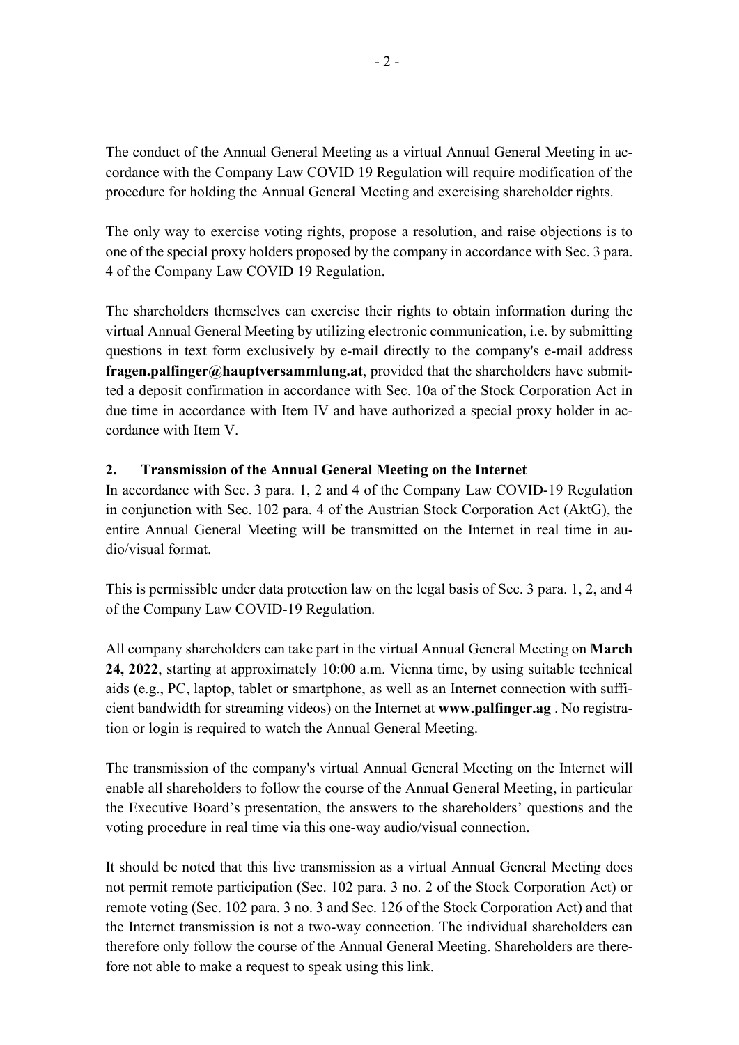The conduct of the Annual General Meeting as a virtual Annual General Meeting in accordance with the Company Law COVID 19 Regulation will require modification of the procedure for holding the Annual General Meeting and exercising shareholder rights.

The only way to exercise voting rights, propose a resolution, and raise objections is to one of the special proxy holders proposed by the company in accordance with Sec. 3 para. 4 of the Company Law COVID 19 Regulation.

The shareholders themselves can exercise their rights to obtain information during the virtual Annual General Meeting by utilizing electronic communication, i.e. by submitting questions in text form exclusively by e-mail directly to the company's e-mail address **fragen.palfinger@hauptversammlung.at**, provided that the shareholders have submitted a deposit confirmation in accordance with Sec. 10a of the Stock Corporation Act in due time in accordance with Item IV and have authorized a special proxy holder in accordance with Item V.

**2. Transmission of the Annual General Meeting on the Internet**

In accordance with Sec. 3 para. 1, 2 and 4 of the Company Law COVID-19 Regulation in conjunction with Sec. 102 para. 4 of the Austrian Stock Corporation Act (AktG), the entire Annual General Meeting will be transmitted on the Internet in real time in audio/visual format.

This is permissible under data protection law on the legal basis of Sec. 3 para. 1, 2, and 4 of the Company Law COVID-19 Regulation.

All company shareholders can take part in the virtual Annual General Meeting on **March 24, 2022**, starting at approximately 10:00 a.m. Vienna time, by using suitable technical aids (e.g., PC, laptop, tablet or smartphone, as well as an Internet connection with sufficient bandwidth for streaming videos) on the Internet at **www.palfinger.ag** . No registration or login is required to watch the Annual General Meeting.

The transmission of the company's virtual Annual General Meeting on the Internet will enable all shareholders to follow the course of the Annual General Meeting, in particular the Executive Board's presentation, the answers to the shareholders' questions and the voting procedure in real time via this one-way audio/visual connection.

It should be noted that this live transmission as a virtual Annual General Meeting does not permit remote participation (Sec. 102 para. 3 no. 2 of the Stock Corporation Act) or remote voting (Sec. 102 para. 3 no. 3 and Sec. 126 of the Stock Corporation Act) and that the Internet transmission is not a two-way connection. The individual shareholders can therefore only follow the course of the Annual General Meeting. Shareholders are therefore not able to make a request to speak using this link.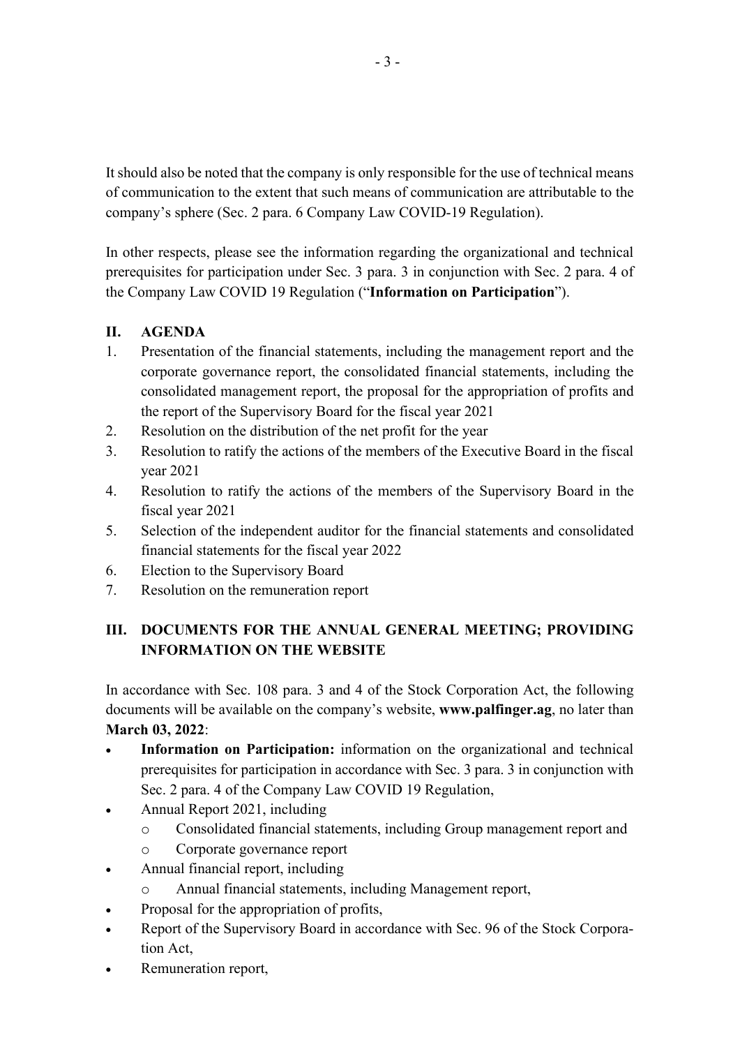It should also be noted that the company is only responsible for the use of technical means of communication to the extent that such means of communication are attributable to the company's sphere (Sec. 2 para. 6 Company Law COVID-19 Regulation).

In other respects, please see the information regarding the organizational and technical prerequisites for participation under Sec. 3 para. 3 in conjunction with Sec. 2 para. 4 of the Company Law COVID 19 Regulation ("**Information on Participation**").

## II. AGENDA

1. Presentation of the financial statements, including the management report and the corporate governance report, the consolidated financial statements, including the consolidated management report, the proposal for the appropriation of profits and the report of the Supervisory Board for the fiscal year 2021
2. Resolution on the distribution of the net profit for the year
3. Resolution to ratify the actions of the members of the Executive Board in the fiscal year 2021
4. Resolution to ratify the actions of the members of the Supervisory Board in the fiscal year 2021
5. Selection of the independent auditor for the financial statements and consolidated financial statements for the fiscal year 2022
6. Election to the Supervisory Board
7. Resolution on the remuneration report

## III. DOCUMENTS FOR THE ANNUAL GENERAL MEETING; PROVIDING INFORMATION ON THE WEBSITE

In accordance with Sec. 108 para. 3 and 4 of the Stock Corporation Act, the following documents will be available on the company's website, **www.palfinger.ag**, no later than **March 03, 2022**:

- **Information on Participation:** information on the organizational and technical prerequisites for participation in accordance with Sec. 3 para. 3 in conjunction with Sec. 2 para. 4 of the Company Law COVID 19 Regulation,
- Annual Report 2021, including
  - Consolidated financial statements, including Group management report and
  - Corporate governance report
- Annual financial report, including
  - Annual financial statements, including Management report,
- Proposal for the appropriation of profits,
- Report of the Supervisory Board in accordance with Sec. 96 of the Stock Corporation Act,
- Remuneration report,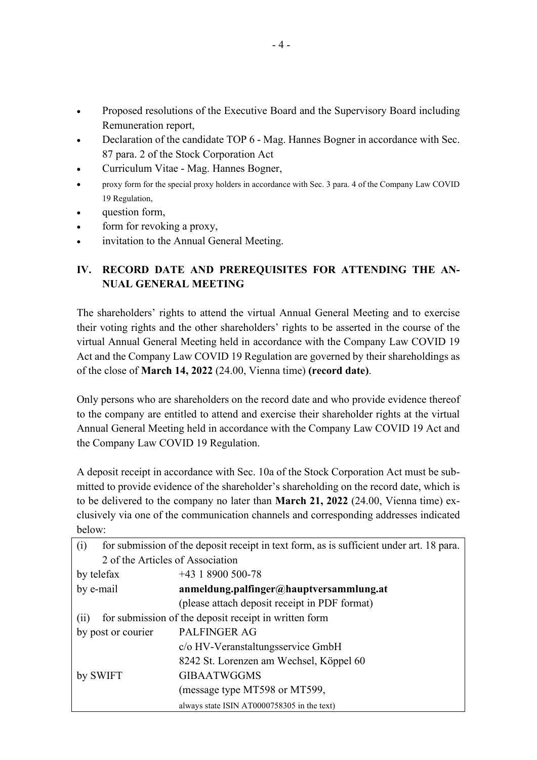- Proposed resolutions of the Executive Board and the Supervisory Board including Remuneration report,
- Declaration of the candidate TOP 6 - Mag. Hannes Bogner in accordance with Sec. 87 para. 2 of the Stock Corporation Act
- Curriculum Vitae - Mag. Hannes Bogner,
- proxy form for the special proxy holders in accordance with Sec. 3 para. 4 of the Company Law COVID 19 Regulation,
- question form,
- form for revoking a proxy,
- invitation to the Annual General Meeting.

## IV. RECORD DATE AND PREREQUISITES FOR ATTENDING THE ANNUAL GENERAL MEETING

The shareholders' rights to attend the virtual Annual General Meeting and to exercise their voting rights and the other shareholders' rights to be asserted in the course of the virtual Annual General Meeting held in accordance with the Company Law COVID 19 Act and the Company Law COVID 19 Regulation are governed by their shareholdings as of the close of **March 14, 2022** (24.00, Vienna time) **(record date)**.

Only persons who are shareholders on the record date and who provide evidence thereof to the company are entitled to attend and exercise their shareholder rights at the virtual Annual General Meeting held in accordance with the Company Law COVID 19 Act and the Company Law COVID 19 Regulation.

A deposit receipt in accordance with Sec. 10a of the Stock Corporation Act must be submitted to provide evidence of the shareholder's shareholding on the record date, which is to be delivered to the company no later than **March 21, 2022** (24.00, Vienna time) exclusively via one of the communication channels and corresponding addresses indicated below:

| (i) for submission of the deposit receipt in text form, as is sufficient under art. 18 para. 2 of the Articles of Association | |
|---|---|
| by telefax | +43 1 8900 500-78 |
| by e-mail | **anmeldung.palfinger@hauptversammlung.at**<br>(please attach deposit receipt in PDF format) |
| (ii) for submission of the deposit receipt in written form | |
| by post or courier | PALFINGER AG<br>c/o HV-Veranstaltungsservice GmbH<br>8242 St. Lorenzen am Wechsel, Köppel 60 |
| by SWIFT | GIBAATWGGMS<br>(message type MT598 or MT599,<br>always state ISIN AT0000758305 in the text) |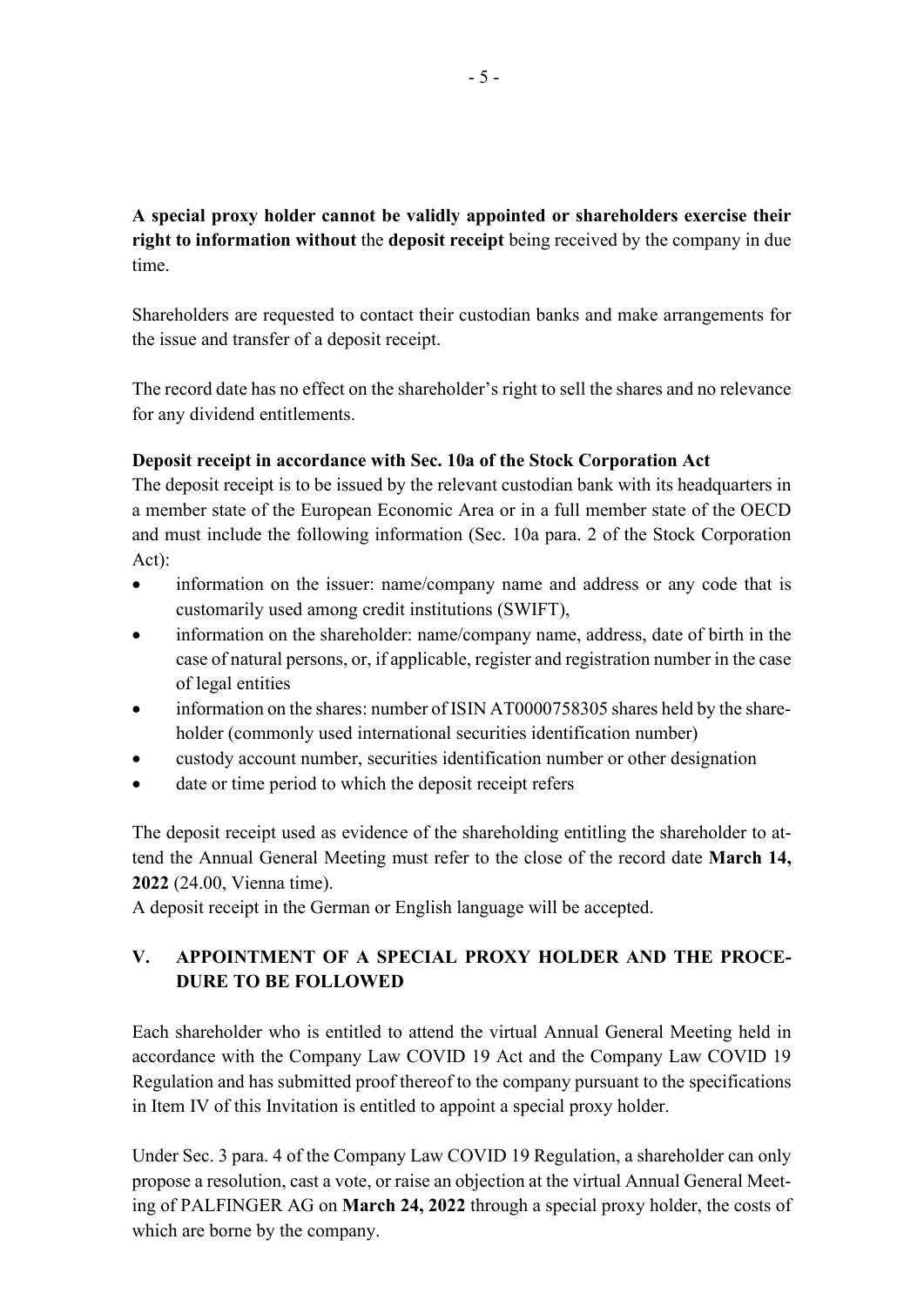**A special proxy holder cannot be validly appointed or shareholders exercise their right to information without** the **deposit receipt** being received by the company in due time.

Shareholders are requested to contact their custodian banks and make arrangements for the issue and transfer of a deposit receipt.

The record date has no effect on the shareholder's right to sell the shares and no relevance for any dividend entitlements.

**Deposit receipt in accordance with Sec. 10a of the Stock Corporation Act**

The deposit receipt is to be issued by the relevant custodian bank with its headquarters in a member state of the European Economic Area or in a full member state of the OECD and must include the following information (Sec. 10a para. 2 of the Stock Corporation Act):

- information on the issuer: name/company name and address or any code that is customarily used among credit institutions (SWIFT),
- information on the shareholder: name/company name, address, date of birth in the case of natural persons, or, if applicable, register and registration number in the case of legal entities
- information on the shares: number of ISIN AT0000758305 shares held by the shareholder (commonly used international securities identification number)
- custody account number, securities identification number or other designation
- date or time period to which the deposit receipt refers

The deposit receipt used as evidence of the shareholding entitling the shareholder to attend the Annual General Meeting must refer to the close of the record date **March 14, 2022** (24.00, Vienna time).

A deposit receipt in the German or English language will be accepted.

## V. APPOINTMENT OF A SPECIAL PROXY HOLDER AND THE PROCEDURE TO BE FOLLOWED

Each shareholder who is entitled to attend the virtual Annual General Meeting held in accordance with the Company Law COVID 19 Act and the Company Law COVID 19 Regulation and has submitted proof thereof to the company pursuant to the specifications in Item IV of this Invitation is entitled to appoint a special proxy holder.

Under Sec. 3 para. 4 of the Company Law COVID 19 Regulation, a shareholder can only propose a resolution, cast a vote, or raise an objection at the virtual Annual General Meeting of PALFINGER AG on **March 24, 2022** through a special proxy holder, the costs of which are borne by the company.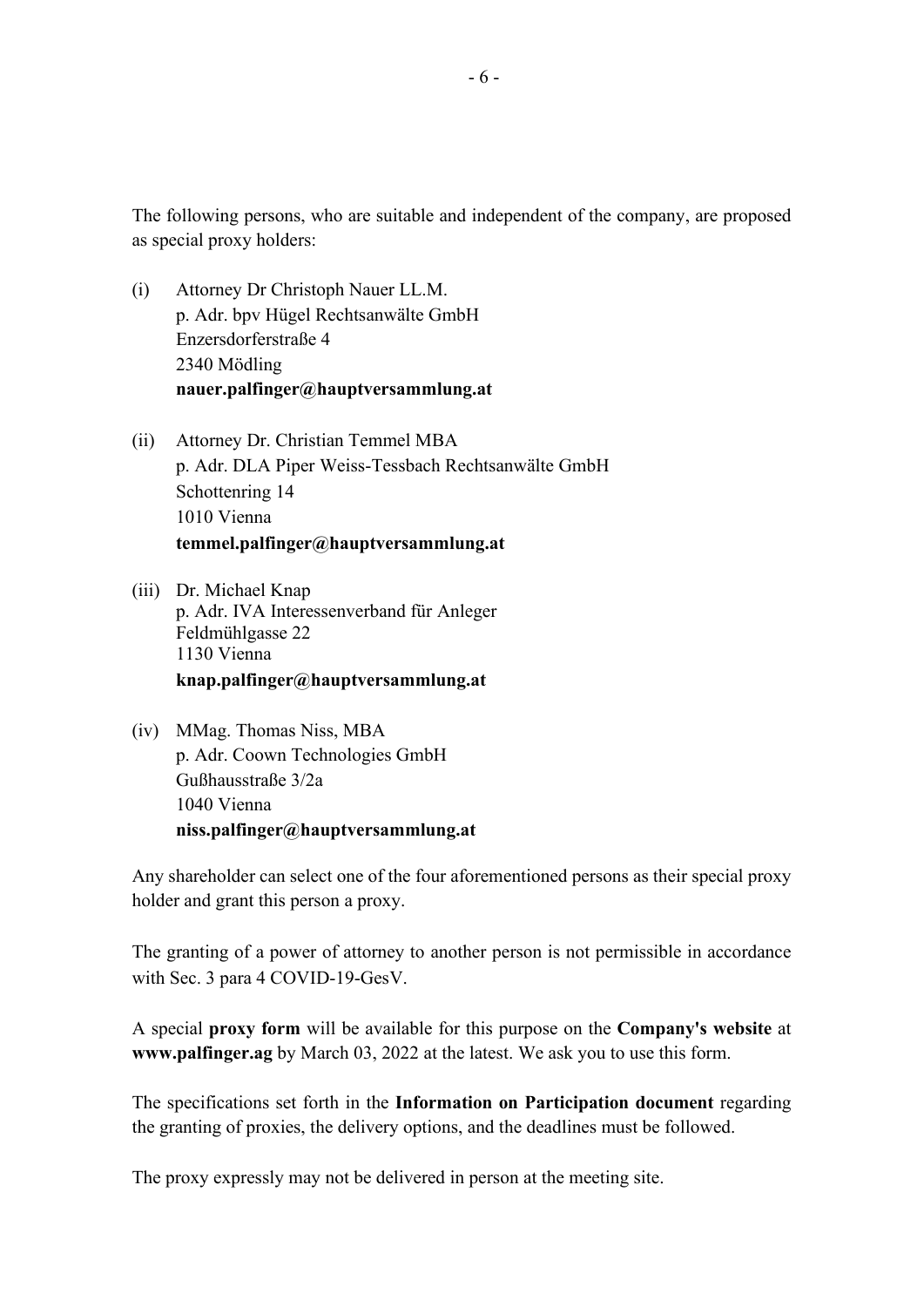The following persons, who are suitable and independent of the company, are proposed as special proxy holders:

(i) Attorney Dr Christoph Nauer LL.M.
p. Adr. bpv Hügel Rechtsanwälte GmbH
Enzersdorferstraße 4
2340 Mödling
**nauer.palfinger@hauptversammlung.at**

(ii) Attorney Dr. Christian Temmel MBA
p. Adr. DLA Piper Weiss-Tessbach Rechtsanwälte GmbH
Schottenring 14
1010 Vienna
**temmel.palfinger@hauptversammlung.at**

(iii) Dr. Michael Knap
p. Adr. IVA Interessenverband für Anleger
Feldmühlgasse 22
1130 Vienna
**knap.palfinger@hauptversammlung.at**

(iv) MMag. Thomas Niss, MBA
p. Adr. Coown Technologies GmbH
Gußhausstraße 3/2a
1040 Vienna
**niss.palfinger@hauptversammlung.at**

Any shareholder can select one of the four aforementioned persons as their special proxy holder and grant this person a proxy.

The granting of a power of attorney to another person is not permissible in accordance with Sec. 3 para 4 COVID-19-GesV.

A special **proxy form** will be available for this purpose on the **Company's website** at **www.palfinger.ag** by March 03, 2022 at the latest. We ask you to use this form.

The specifications set forth in the **Information on Participation document** regarding the granting of proxies, the delivery options, and the deadlines must be followed.

The proxy expressly may not be delivered in person at the meeting site.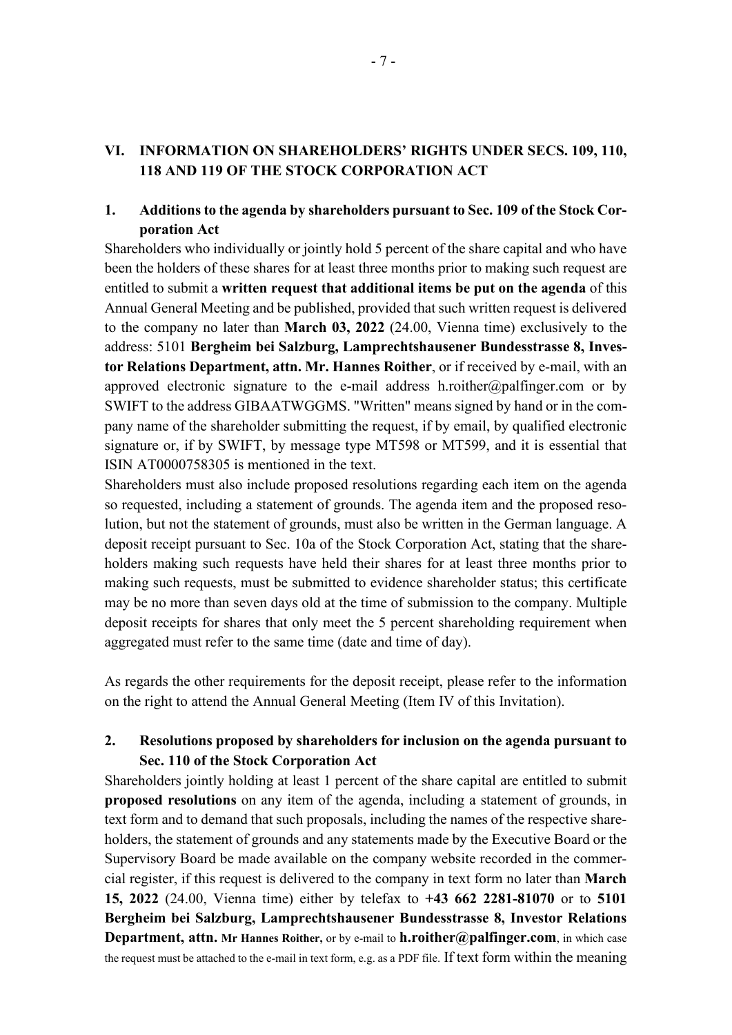## VI. INFORMATION ON SHAREHOLDERS' RIGHTS UNDER SECS. 109, 110, 118 AND 119 OF THE STOCK CORPORATION ACT

### 1. Additions to the agenda by shareholders pursuant to Sec. 109 of the Stock Corporation Act

Shareholders who individually or jointly hold 5 percent of the share capital and who have been the holders of these shares for at least three months prior to making such request are entitled to submit a **written request that additional items be put on the agenda** of this Annual General Meeting and be published, provided that such written request is delivered to the company no later than **March 03, 2022** (24.00, Vienna time) exclusively to the address: 5101 **Bergheim bei Salzburg, Lamprechtshausener Bundesstrasse 8, Investor Relations Department, attn. Mr. Hannes Roither**, or if received by e-mail, with an approved electronic signature to the e-mail address h.roither@palfinger.com or by SWIFT to the address GIBAATWGGMS. "Written" means signed by hand or in the company name of the shareholder submitting the request, if by email, by qualified electronic signature or, if by SWIFT, by message type MT598 or MT599, and it is essential that ISIN AT0000758305 is mentioned in the text.

Shareholders must also include proposed resolutions regarding each item on the agenda so requested, including a statement of grounds. The agenda item and the proposed resolution, but not the statement of grounds, must also be written in the German language. A deposit receipt pursuant to Sec. 10a of the Stock Corporation Act, stating that the shareholders making such requests have held their shares for at least three months prior to making such requests, must be submitted to evidence shareholder status; this certificate may be no more than seven days old at the time of submission to the company. Multiple deposit receipts for shares that only meet the 5 percent shareholding requirement when aggregated must refer to the same time (date and time of day).

As regards the other requirements for the deposit receipt, please refer to the information on the right to attend the Annual General Meeting (Item IV of this Invitation).

### 2. Resolutions proposed by shareholders for inclusion on the agenda pursuant to Sec. 110 of the Stock Corporation Act

Shareholders jointly holding at least 1 percent of the share capital are entitled to submit **proposed resolutions** on any item of the agenda, including a statement of grounds, in text form and to demand that such proposals, including the names of the respective shareholders, the statement of grounds and any statements made by the Executive Board or the Supervisory Board be made available on the company website recorded in the commercial register, if this request is delivered to the company in text form no later than **March 15, 2022** (24.00, Vienna time) either by telefax to **+43 662 2281-81070** or to **5101 Bergheim bei Salzburg, Lamprechtshausener Bundesstrasse 8, Investor Relations Department, attn. Mr Hannes Roither,** or by e-mail to **h.roither@palfinger.com**, in which case the request must be attached to the e-mail in text form, e.g. as a PDF file. If text form within the meaning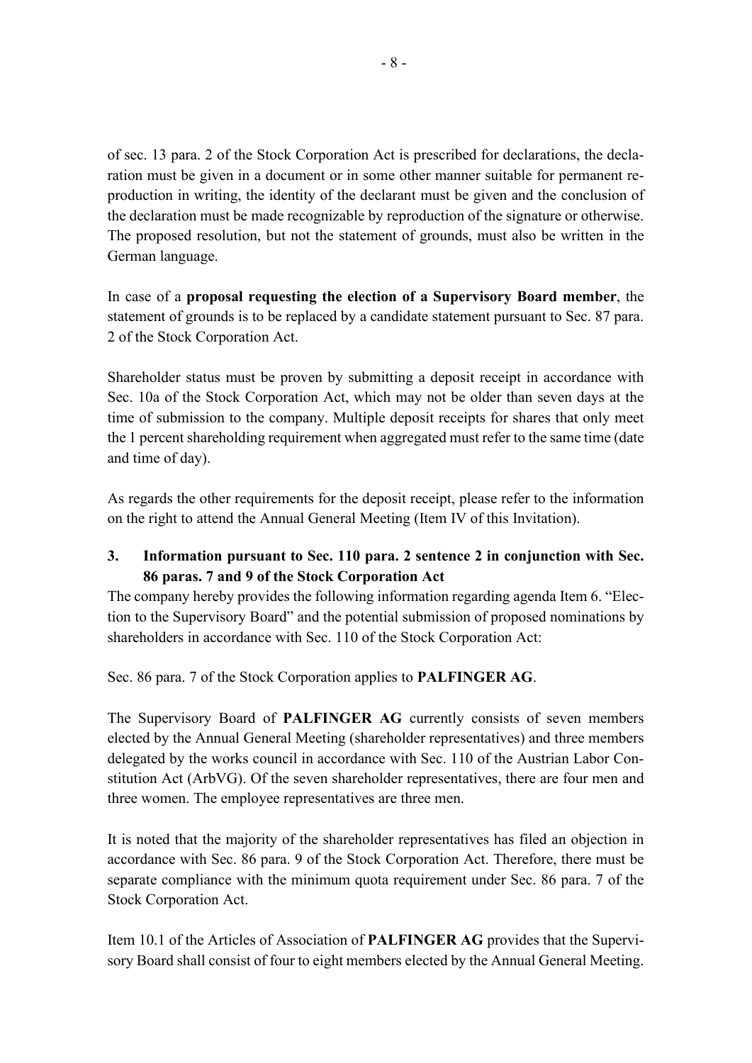of sec. 13 para. 2 of the Stock Corporation Act is prescribed for declarations, the declaration must be given in a document or in some other manner suitable for permanent reproduction in writing, the identity of the declarant must be given and the conclusion of the declaration must be made recognizable by reproduction of the signature or otherwise. The proposed resolution, but not the statement of grounds, must also be written in the German language.

In case of a **proposal requesting the election of a Supervisory Board member**, the statement of grounds is to be replaced by a candidate statement pursuant to Sec. 87 para. 2 of the Stock Corporation Act.

Shareholder status must be proven by submitting a deposit receipt in accordance with Sec. 10a of the Stock Corporation Act, which may not be older than seven days at the time of submission to the company. Multiple deposit receipts for shares that only meet the 1 percent shareholding requirement when aggregated must refer to the same time (date and time of day).

As regards the other requirements for the deposit receipt, please refer to the information on the right to attend the Annual General Meeting (Item IV of this Invitation).

### 3. Information pursuant to Sec. 110 para. 2 sentence 2 in conjunction with Sec. 86 paras. 7 and 9 of the Stock Corporation Act

The company hereby provides the following information regarding agenda Item 6. “Election to the Supervisory Board” and the potential submission of proposed nominations by shareholders in accordance with Sec. 110 of the Stock Corporation Act:

Sec. 86 para. 7 of the Stock Corporation applies to **PALFINGER AG**.

The Supervisory Board of **PALFINGER AG** currently consists of seven members elected by the Annual General Meeting (shareholder representatives) and three members delegated by the works council in accordance with Sec. 110 of the Austrian Labor Constitution Act (ArbVG). Of the seven shareholder representatives, there are four men and three women. The employee representatives are three men.

It is noted that the majority of the shareholder representatives has filed an objection in accordance with Sec. 86 para. 9 of the Stock Corporation Act. Therefore, there must be separate compliance with the minimum quota requirement under Sec. 86 para. 7 of the Stock Corporation Act.

Item 10.1 of the Articles of Association of **PALFINGER AG** provides that the Supervisory Board shall consist of four to eight members elected by the Annual General Meeting.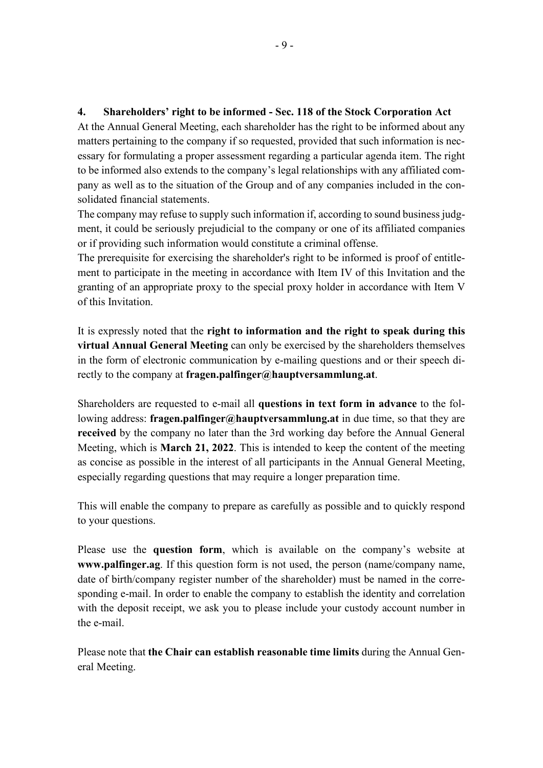## 4. Shareholders' right to be informed - Sec. 118 of the Stock Corporation Act

At the Annual General Meeting, each shareholder has the right to be informed about any matters pertaining to the company if so requested, provided that such information is necessary for formulating a proper assessment regarding a particular agenda item. The right to be informed also extends to the company's legal relationships with any affiliated company as well as to the situation of the Group and of any companies included in the consolidated financial statements.

The company may refuse to supply such information if, according to sound business judgment, it could be seriously prejudicial to the company or one of its affiliated companies or if providing such information would constitute a criminal offense.

The prerequisite for exercising the shareholder's right to be informed is proof of entitlement to participate in the meeting in accordance with Item IV of this Invitation and the granting of an appropriate proxy to the special proxy holder in accordance with Item V of this Invitation.

It is expressly noted that the **right to information and the right to speak during this virtual Annual General Meeting** can only be exercised by the shareholders themselves in the form of electronic communication by e-mailing questions and or their speech directly to the company at **fragen.palfinger@hauptversammlung.at**.

Shareholders are requested to e-mail all **questions in text form in advance** to the following address: **fragen.palfinger@hauptversammlung.at** in due time, so that they are **received** by the company no later than the 3rd working day before the Annual General Meeting, which is **March 21, 2022**. This is intended to keep the content of the meeting as concise as possible in the interest of all participants in the Annual General Meeting, especially regarding questions that may require a longer preparation time.

This will enable the company to prepare as carefully as possible and to quickly respond to your questions.

Please use the **question form**, which is available on the company's website at **www.palfinger.ag**. If this question form is not used, the person (name/company name, date of birth/company register number of the shareholder) must be named in the corresponding e-mail. In order to enable the company to establish the identity and correlation with the deposit receipt, we ask you to please include your custody account number in the e-mail.

Please note that **the Chair can establish reasonable time limits** during the Annual General Meeting.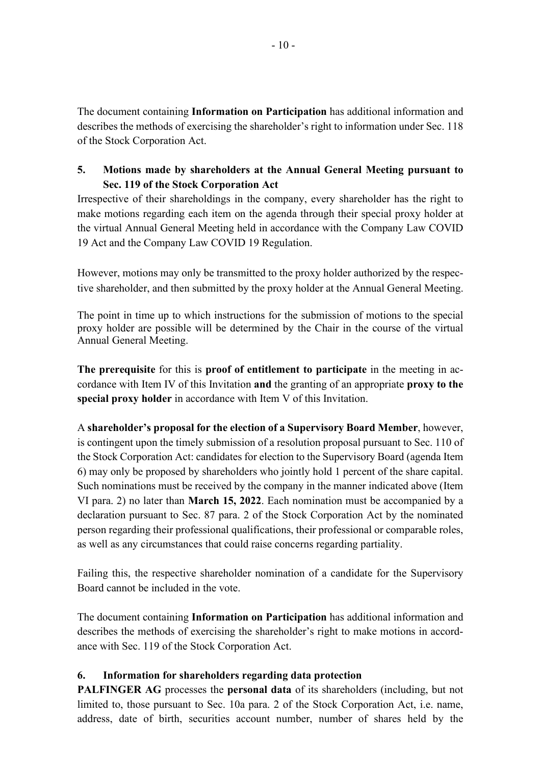The document containing **Information on Participation** has additional information and describes the methods of exercising the shareholder's right to information under Sec. 118 of the Stock Corporation Act.

## 5. Motions made by shareholders at the Annual General Meeting pursuant to Sec. 119 of the Stock Corporation Act

Irrespective of their shareholdings in the company, every shareholder has the right to make motions regarding each item on the agenda through their special proxy holder at the virtual Annual General Meeting held in accordance with the Company Law COVID 19 Act and the Company Law COVID 19 Regulation.

However, motions may only be transmitted to the proxy holder authorized by the respective shareholder, and then submitted by the proxy holder at the Annual General Meeting.

The point in time up to which instructions for the submission of motions to the special proxy holder are possible will be determined by the Chair in the course of the virtual Annual General Meeting.

**The prerequisite** for this is **proof of entitlement to participate** in the meeting in accordance with Item IV of this Invitation **and** the granting of an appropriate **proxy to the special proxy holder** in accordance with Item V of this Invitation.

A **shareholder's proposal for the election of a Supervisory Board Member**, however, is contingent upon the timely submission of a resolution proposal pursuant to Sec. 110 of the Stock Corporation Act: candidates for election to the Supervisory Board (agenda Item 6) may only be proposed by shareholders who jointly hold 1 percent of the share capital. Such nominations must be received by the company in the manner indicated above (Item VI para. 2) no later than **March 15, 2022**. Each nomination must be accompanied by a declaration pursuant to Sec. 87 para. 2 of the Stock Corporation Act by the nominated person regarding their professional qualifications, their professional or comparable roles, as well as any circumstances that could raise concerns regarding partiality.

Failing this, the respective shareholder nomination of a candidate for the Supervisory Board cannot be included in the vote.

The document containing **Information on Participation** has additional information and describes the methods of exercising the shareholder's right to make motions in accordance with Sec. 119 of the Stock Corporation Act.

## 6. Information for shareholders regarding data protection

**PALFINGER AG** processes the **personal data** of its shareholders (including, but not limited to, those pursuant to Sec. 10a para. 2 of the Stock Corporation Act, i.e. name, address, date of birth, securities account number, number of shares held by the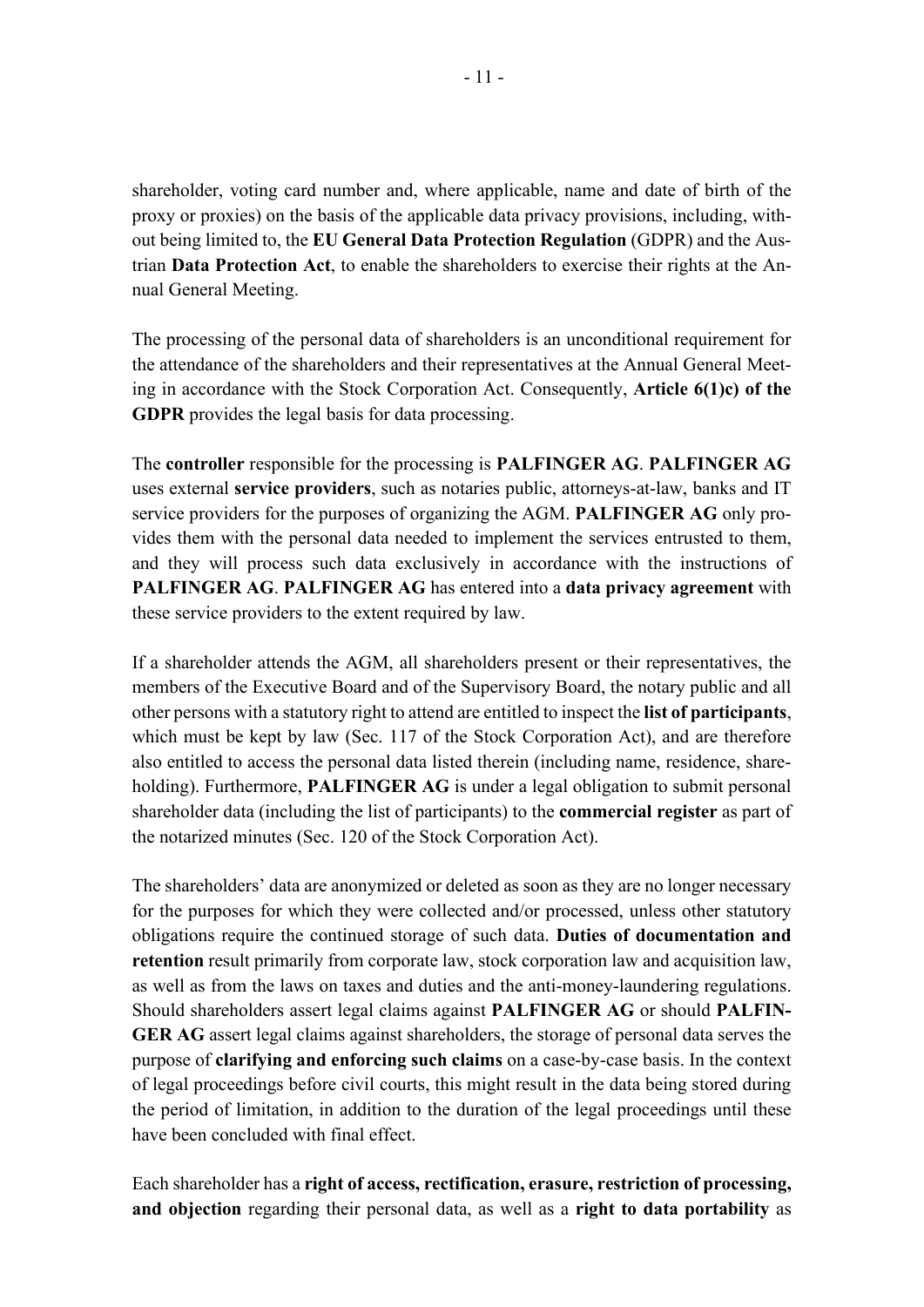shareholder, voting card number and, where applicable, name and date of birth of the proxy or proxies) on the basis of the applicable data privacy provisions, including, without being limited to, the **EU General Data Protection Regulation** (GDPR) and the Austrian **Data Protection Act**, to enable the shareholders to exercise their rights at the Annual General Meeting.

The processing of the personal data of shareholders is an unconditional requirement for the attendance of the shareholders and their representatives at the Annual General Meeting in accordance with the Stock Corporation Act. Consequently, **Article 6(1)c) of the GDPR** provides the legal basis for data processing.

The **controller** responsible for the processing is **PALFINGER AG**. **PALFINGER AG** uses external **service providers**, such as notaries public, attorneys-at-law, banks and IT service providers for the purposes of organizing the AGM. **PALFINGER AG** only provides them with the personal data needed to implement the services entrusted to them, and they will process such data exclusively in accordance with the instructions of **PALFINGER AG**. **PALFINGER AG** has entered into a **data privacy agreement** with these service providers to the extent required by law.

If a shareholder attends the AGM, all shareholders present or their representatives, the members of the Executive Board and of the Supervisory Board, the notary public and all other persons with a statutory right to attend are entitled to inspect the **list of participants**, which must be kept by law (Sec. 117 of the Stock Corporation Act), and are therefore also entitled to access the personal data listed therein (including name, residence, shareholding). Furthermore, **PALFINGER AG** is under a legal obligation to submit personal shareholder data (including the list of participants) to the **commercial register** as part of the notarized minutes (Sec. 120 of the Stock Corporation Act).

The shareholders' data are anonymized or deleted as soon as they are no longer necessary for the purposes for which they were collected and/or processed, unless other statutory obligations require the continued storage of such data. **Duties of documentation and retention** result primarily from corporate law, stock corporation law and acquisition law, as well as from the laws on taxes and duties and the anti-money-laundering regulations. Should shareholders assert legal claims against **PALFINGER AG** or should **PALFINGER AG** assert legal claims against shareholders, the storage of personal data serves the purpose of **clarifying and enforcing such claims** on a case-by-case basis. In the context of legal proceedings before civil courts, this might result in the data being stored during the period of limitation, in addition to the duration of the legal proceedings until these have been concluded with final effect.

Each shareholder has a **right of access, rectification, erasure, restriction of processing, and objection** regarding their personal data, as well as a **right to data portability** as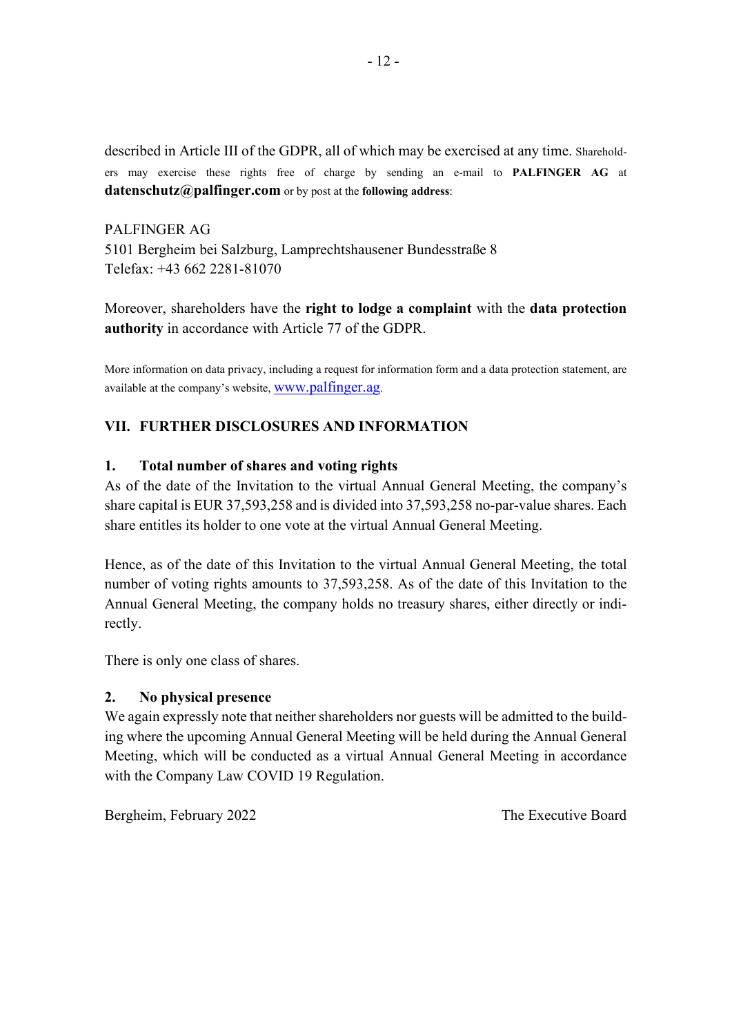described in Article III of the GDPR, all of which may be exercised at any time. Shareholders may exercise these rights free of charge by sending an e-mail to **PALFINGER AG** at **datenschutz@palfinger.com** or by post at the **following address**:

PALFINGER AG
5101 Bergheim bei Salzburg, Lamprechtshausener Bundesstraße 8
Telefax: +43 662 2281-81070

Moreover, shareholders have the **right to lodge a complaint** with the **data protection authority** in accordance with Article 77 of the GDPR.

More information on data privacy, including a request for information form and a data protection statement, are available at the company's website, www.palfinger.ag.

## VII. FURTHER DISCLOSURES AND INFORMATION

### 1. Total number of shares and voting rights

As of the date of the Invitation to the virtual Annual General Meeting, the company's share capital is EUR 37,593,258 and is divided into 37,593,258 no-par-value shares. Each share entitles its holder to one vote at the virtual Annual General Meeting.

Hence, as of the date of this Invitation to the virtual Annual General Meeting, the total number of voting rights amounts to 37,593,258. As of the date of this Invitation to the Annual General Meeting, the company holds no treasury shares, either directly or indirectly.

There is only one class of shares.

### 2. No physical presence

We again expressly note that neither shareholders nor guests will be admitted to the building where the upcoming Annual General Meeting will be held during the Annual General Meeting, which will be conducted as a virtual Annual General Meeting in accordance with the Company Law COVID 19 Regulation.

Bergheim, February 2022 The Executive Board